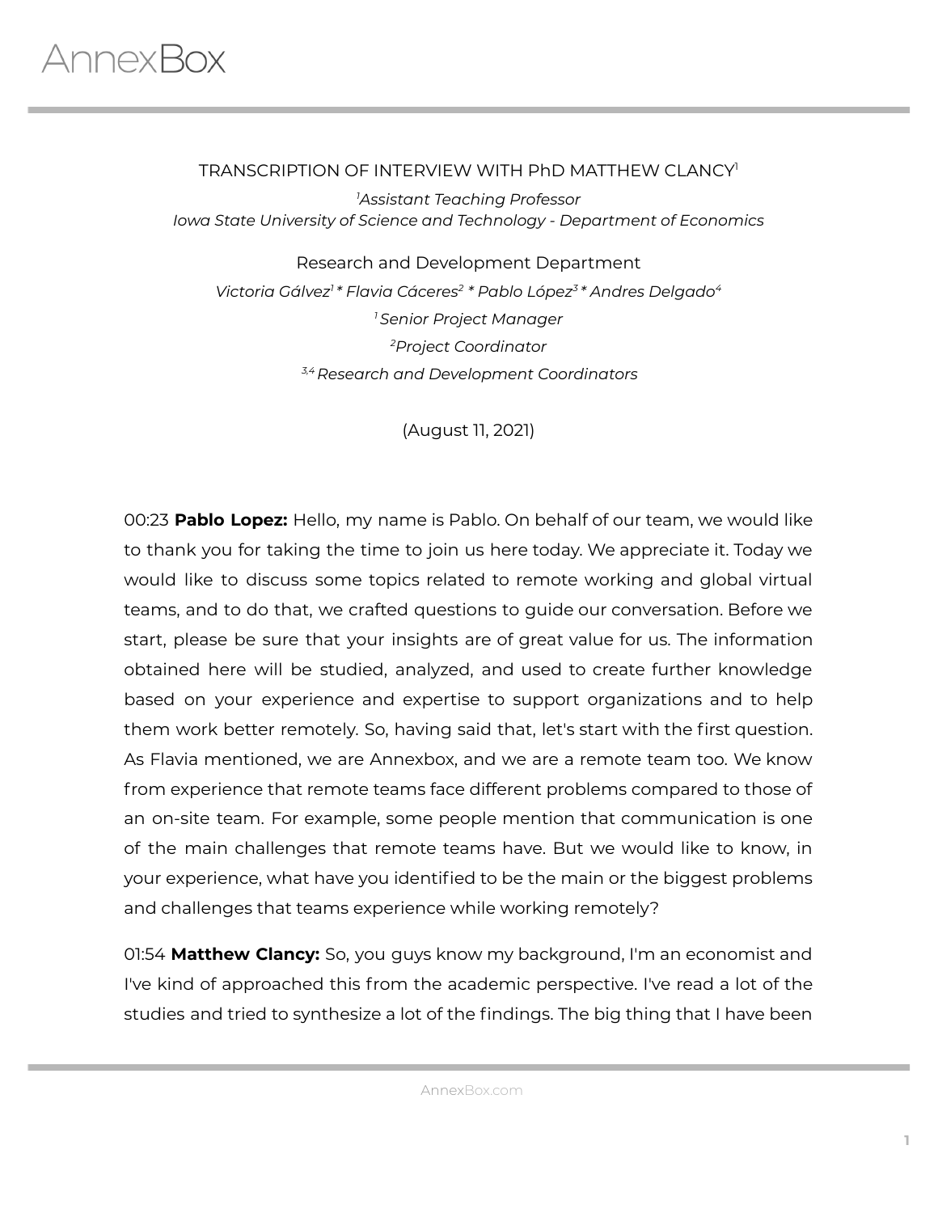TRANSCRIPTION OF INTERVIEW WITH PhD MATTHEW CLANCY[1]

*[1]Assistant Teaching Professor*
*Iowa State University of Science and Technology - Department of Economics*

Research and Development Department

*Victoria Gálvez[1] * Flavia Cáceres[2] * Pablo López[3] * Andres Delgado[4]*

*[1] Senior Project Manager*

*[2]Project Coordinator*

*[3,4] Research and Development Coordinators*

(August 11, 2021)

00:23 **Pablo Lopez:** Hello, my name is Pablo. On behalf of our team, we would like to thank you for taking the time to join us here today. We appreciate it. Today we would like to discuss some topics related to remote working and global virtual teams, and to do that, we crafted questions to guide our conversation. Before we start, please be sure that your insights are of great value for us. The information obtained here will be studied, analyzed, and used to create further knowledge based on your experience and expertise to support organizations and to help them work better remotely. So, having said that, let's start with the first question. As Flavia mentioned, we are Annexbox, and we are a remote team too. We know from experience that remote teams face different problems compared to those of an on-site team. For example, some people mention that communication is one of the main challenges that remote teams have. But we would like to know, in your experience, what have you identified to be the main or the biggest problems and challenges that teams experience while working remotely?

01:54 **Matthew Clancy:** So, you guys know my background, I'm an economist and I've kind of approached this from the academic perspective. I've read a lot of the studies and tried to synthesize a lot of the findings. The big thing that I have been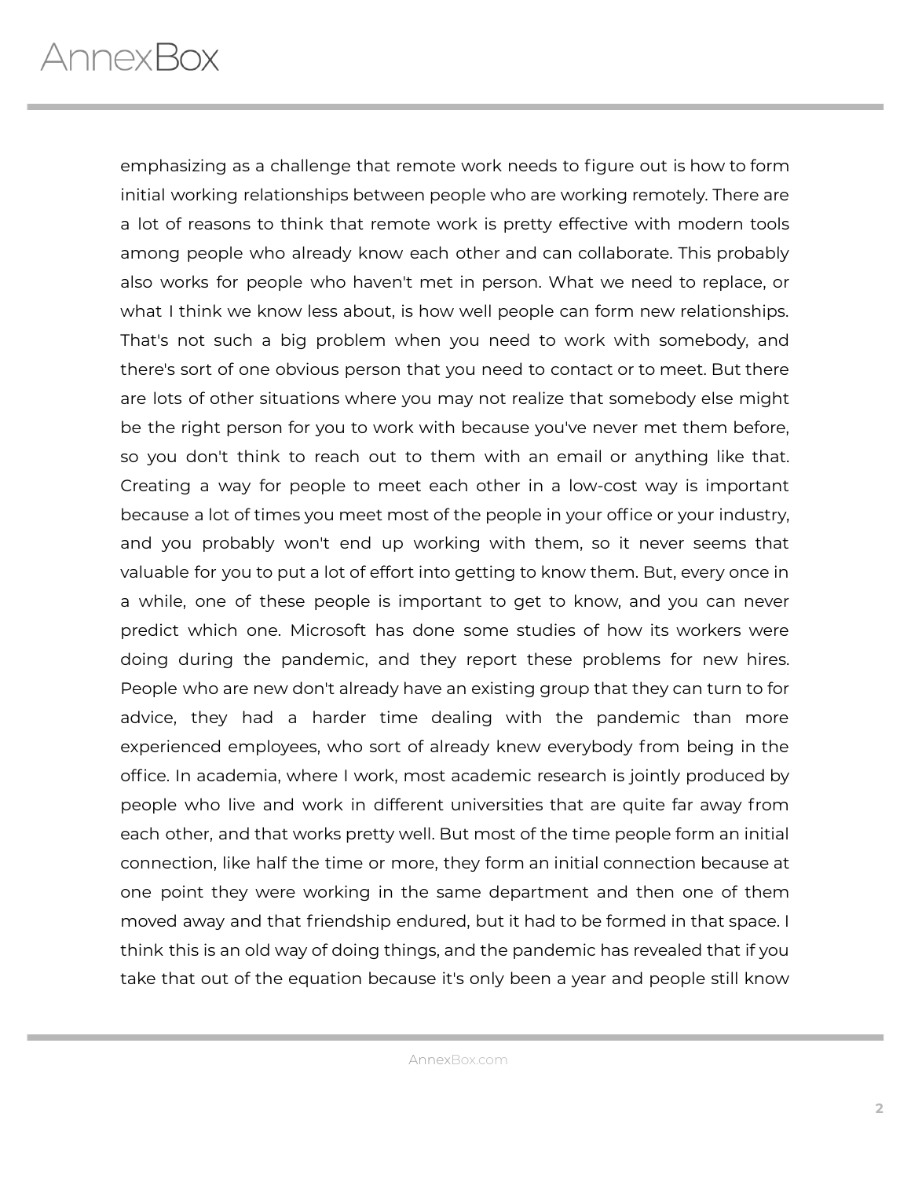emphasizing as a challenge that remote work needs to figure out is how to form initial working relationships between people who are working remotely. There are a lot of reasons to think that remote work is pretty effective with modern tools among people who already know each other and can collaborate. This probably also works for people who haven't met in person. What we need to replace, or what I think we know less about, is how well people can form new relationships. That's not such a big problem when you need to work with somebody, and there's sort of one obvious person that you need to contact or to meet. But there are lots of other situations where you may not realize that somebody else might be the right person for you to work with because you've never met them before, so you don't think to reach out to them with an email or anything like that. Creating a way for people to meet each other in a low-cost way is important because a lot of times you meet most of the people in your office or your industry, and you probably won't end up working with them, so it never seems that valuable for you to put a lot of effort into getting to know them. But, every once in a while, one of these people is important to get to know, and you can never predict which one. Microsoft has done some studies of how its workers were doing during the pandemic, and they report these problems for new hires. People who are new don't already have an existing group that they can turn to for advice, they had a harder time dealing with the pandemic than more experienced employees, who sort of already knew everybody from being in the office. In academia, where I work, most academic research is jointly produced by people who live and work in different universities that are quite far away from each other, and that works pretty well. But most of the time people form an initial connection, like half the time or more, they form an initial connection because at one point they were working in the same department and then one of them moved away and that friendship endured, but it had to be formed in that space. I think this is an old way of doing things, and the pandemic has revealed that if you take that out of the equation because it's only been a year and people still know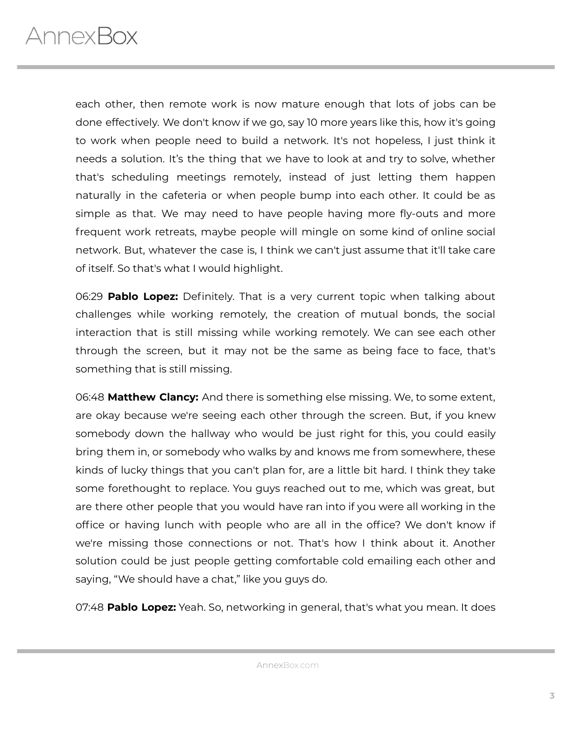each other, then remote work is now mature enough that lots of jobs can be done effectively. We don't know if we go, say 10 more years like this, how it's going to work when people need to build a network. It's not hopeless, I just think it needs a solution. It’s the thing that we have to look at and try to solve, whether that's scheduling meetings remotely, instead of just letting them happen naturally in the cafeteria or when people bump into each other. It could be as simple as that. We may need to have people having more fly-outs and more frequent work retreats, maybe people will mingle on some kind of online social network. But, whatever the case is, I think we can't just assume that it'll take care of itself. So that's what I would highlight.

06:29 **Pablo Lopez:** Definitely. That is a very current topic when talking about challenges while working remotely, the creation of mutual bonds, the social interaction that is still missing while working remotely. We can see each other through the screen, but it may not be the same as being face to face, that's something that is still missing.

06:48 **Matthew Clancy:** And there is something else missing. We, to some extent, are okay because we're seeing each other through the screen. But, if you knew somebody down the hallway who would be just right for this, you could easily bring them in, or somebody who walks by and knows me from somewhere, these kinds of lucky things that you can't plan for, are a little bit hard. I think they take some forethought to replace. You guys reached out to me, which was great, but are there other people that you would have ran into if you were all working in the office or having lunch with people who are all in the office? We don't know if we're missing those connections or not. That's how I think about it. Another solution could be just people getting comfortable cold emailing each other and saying, “We should have a chat,” like you guys do.

07:48 **Pablo Lopez:** Yeah. So, networking in general, that's what you mean. It does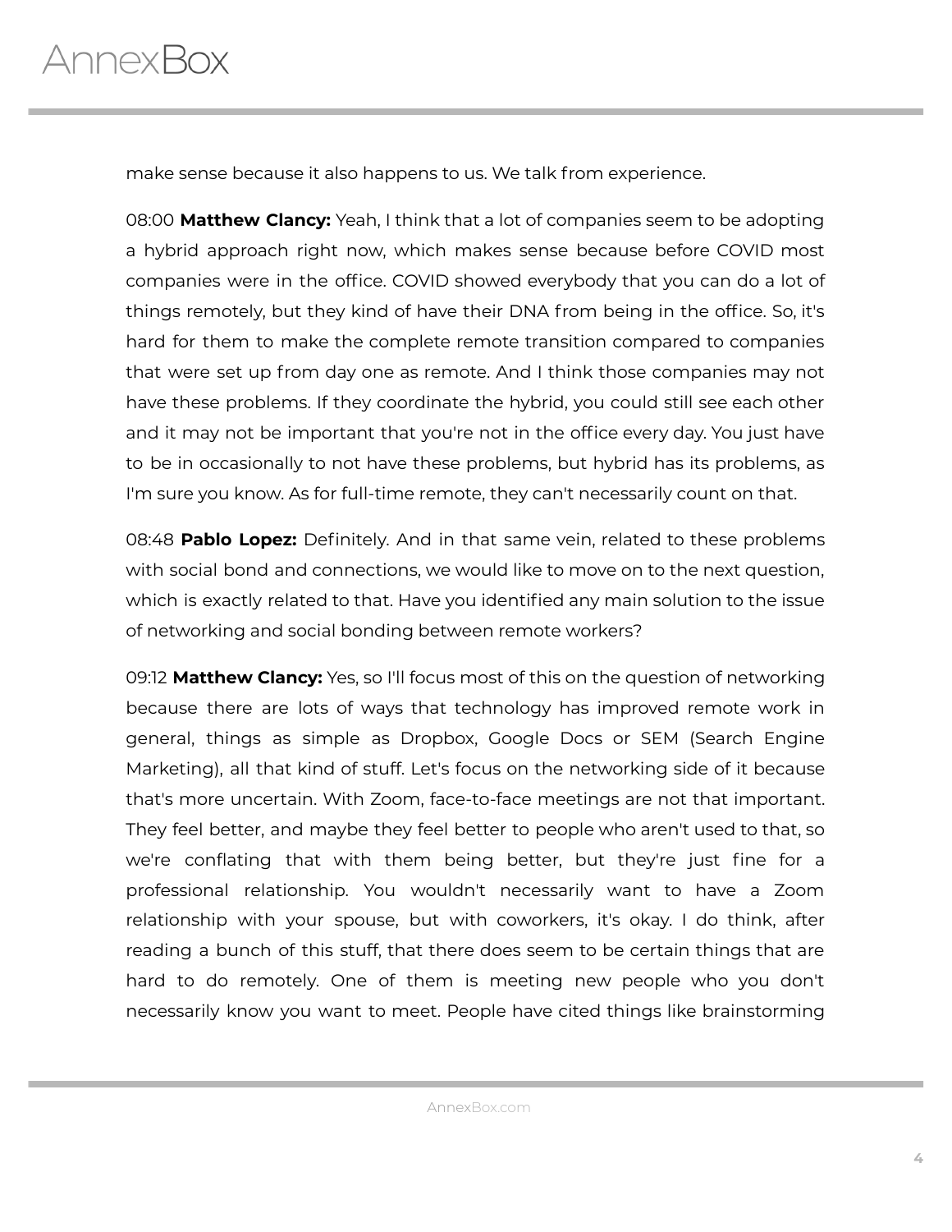make sense because it also happens to us. We talk from experience.

08:00 **Matthew Clancy:** Yeah, I think that a lot of companies seem to be adopting a hybrid approach right now, which makes sense because before COVID most companies were in the office. COVID showed everybody that you can do a lot of things remotely, but they kind of have their DNA from being in the office. So, it's hard for them to make the complete remote transition compared to companies that were set up from day one as remote. And I think those companies may not have these problems. If they coordinate the hybrid, you could still see each other and it may not be important that you're not in the office every day. You just have to be in occasionally to not have these problems, but hybrid has its problems, as I'm sure you know. As for full-time remote, they can't necessarily count on that.

08:48 **Pablo Lopez:** Definitely. And in that same vein, related to these problems with social bond and connections, we would like to move on to the next question, which is exactly related to that. Have you identified any main solution to the issue of networking and social bonding between remote workers?

09:12 **Matthew Clancy:** Yes, so I'll focus most of this on the question of networking because there are lots of ways that technology has improved remote work in general, things as simple as Dropbox, Google Docs or SEM (Search Engine Marketing), all that kind of stuff. Let's focus on the networking side of it because that's more uncertain. With Zoom, face-to-face meetings are not that important. They feel better, and maybe they feel better to people who aren't used to that, so we're conflating that with them being better, but they're just fine for a professional relationship. You wouldn't necessarily want to have a Zoom relationship with your spouse, but with coworkers, it's okay. I do think, after reading a bunch of this stuff, that there does seem to be certain things that are hard to do remotely. One of them is meeting new people who you don't necessarily know you want to meet. People have cited things like brainstorming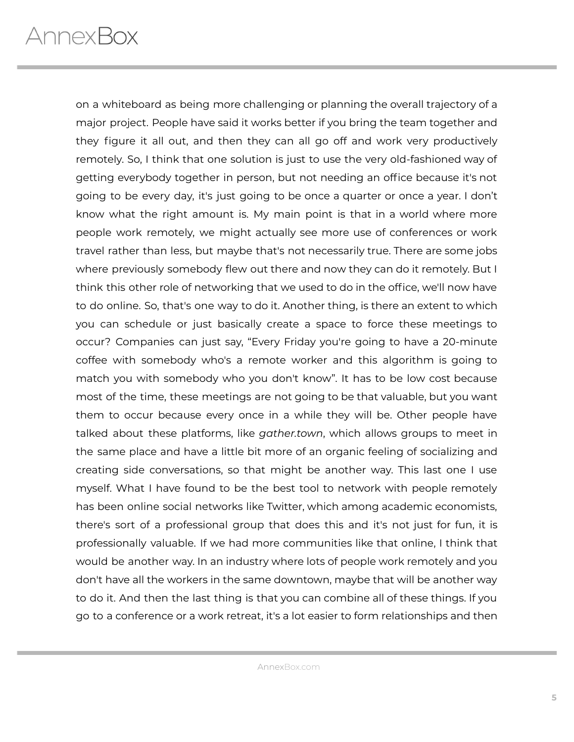on a whiteboard as being more challenging or planning the overall trajectory of a major project. People have said it works better if you bring the team together and they figure it all out, and then they can all go off and work very productively remotely. So, I think that one solution is just to use the very old-fashioned way of getting everybody together in person, but not needing an office because it's not going to be every day, it's just going to be once a quarter or once a year. I don't know what the right amount is. My main point is that in a world where more people work remotely, we might actually see more use of conferences or work travel rather than less, but maybe that's not necessarily true. There are some jobs where previously somebody flew out there and now they can do it remotely. But I think this other role of networking that we used to do in the office, we'll now have to do online. So, that's one way to do it. Another thing, is there an extent to which you can schedule or just basically create a space to force these meetings to occur? Companies can just say, "Every Friday you're going to have a 20-minute coffee with somebody who's a remote worker and this algorithm is going to match you with somebody who you don't know". It has to be low cost because most of the time, these meetings are not going to be that valuable, but you want them to occur because every once in a while they will be. Other people have talked about these platforms, like *gather.town*, which allows groups to meet in the same place and have a little bit more of an organic feeling of socializing and creating side conversations, so that might be another way. This last one I use myself. What I have found to be the best tool to network with people remotely has been online social networks like Twitter, which among academic economists, there's sort of a professional group that does this and it's not just for fun, it is professionally valuable. If we had more communities like that online, I think that would be another way. In an industry where lots of people work remotely and you don't have all the workers in the same downtown, maybe that will be another way to do it. And then the last thing is that you can combine all of these things. If you go to a conference or a work retreat, it's a lot easier to form relationships and then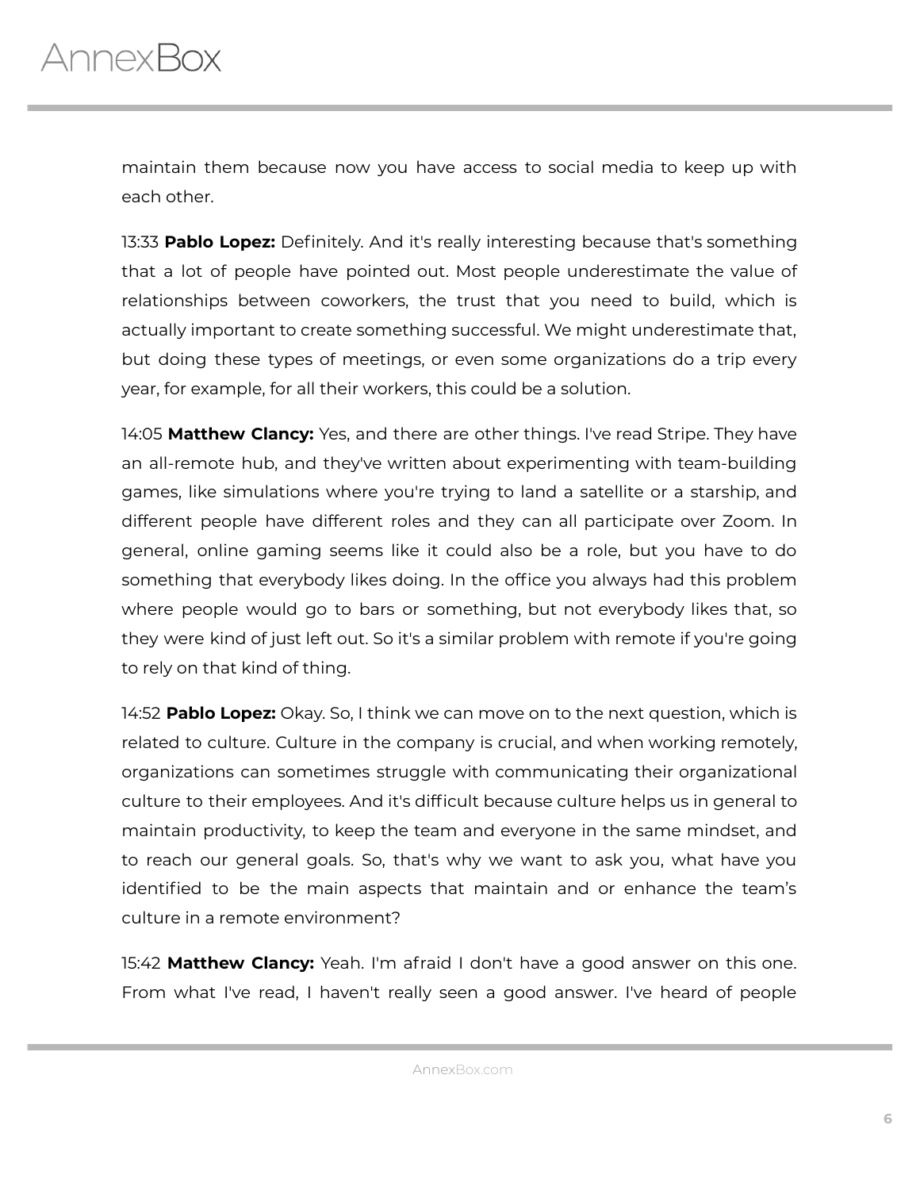maintain them because now you have access to social media to keep up with each other.

13:33 **Pablo Lopez:** Definitely. And it's really interesting because that's something that a lot of people have pointed out. Most people underestimate the value of relationships between coworkers, the trust that you need to build, which is actually important to create something successful. We might underestimate that, but doing these types of meetings, or even some organizations do a trip every year, for example, for all their workers, this could be a solution.

14:05 **Matthew Clancy:** Yes, and there are other things. I've read Stripe. They have an all-remote hub, and they've written about experimenting with team-building games, like simulations where you're trying to land a satellite or a starship, and different people have different roles and they can all participate over Zoom. In general, online gaming seems like it could also be a role, but you have to do something that everybody likes doing. In the office you always had this problem where people would go to bars or something, but not everybody likes that, so they were kind of just left out. So it's a similar problem with remote if you're going to rely on that kind of thing.

14:52 **Pablo Lopez:** Okay. So, I think we can move on to the next question, which is related to culture. Culture in the company is crucial, and when working remotely, organizations can sometimes struggle with communicating their organizational culture to their employees. And it's difficult because culture helps us in general to maintain productivity, to keep the team and everyone in the same mindset, and to reach our general goals. So, that's why we want to ask you, what have you identified to be the main aspects that maintain and or enhance the team's culture in a remote environment?

15:42 **Matthew Clancy:** Yeah. I'm afraid I don't have a good answer on this one. From what I've read, I haven't really seen a good answer. I've heard of people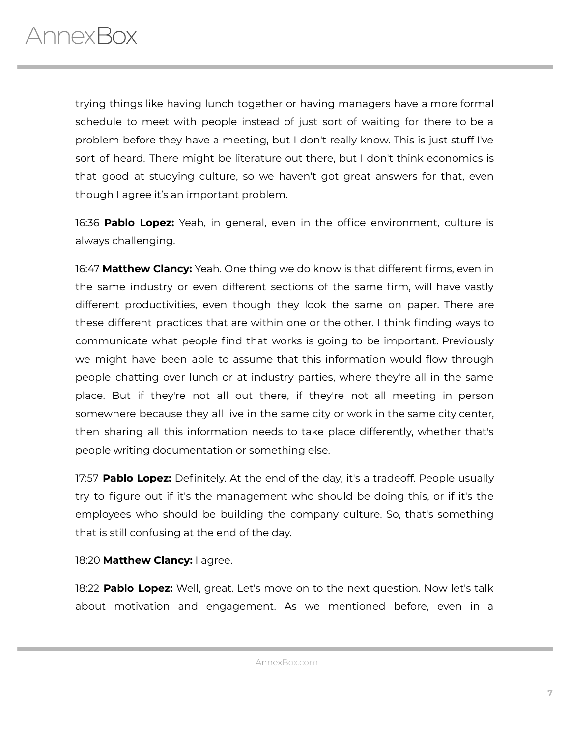trying things like having lunch together or having managers have a more formal schedule to meet with people instead of just sort of waiting for there to be a problem before they have a meeting, but I don't really know. This is just stuff I've sort of heard. There might be literature out there, but I don't think economics is that good at studying culture, so we haven't got great answers for that, even though I agree it's an important problem.

16:36 **Pablo Lopez:** Yeah, in general, even in the office environment, culture is always challenging.

16:47 **Matthew Clancy:** Yeah. One thing we do know is that different firms, even in the same industry or even different sections of the same firm, will have vastly different productivities, even though they look the same on paper. There are these different practices that are within one or the other. I think finding ways to communicate what people find that works is going to be important. Previously we might have been able to assume that this information would flow through people chatting over lunch or at industry parties, where they're all in the same place. But if they're not all out there, if they're not all meeting in person somewhere because they all live in the same city or work in the same city center, then sharing all this information needs to take place differently, whether that's people writing documentation or something else.

17:57 **Pablo Lopez:** Definitely. At the end of the day, it's a tradeoff. People usually try to figure out if it's the management who should be doing this, or if it's the employees who should be building the company culture. So, that's something that is still confusing at the end of the day.

18:20 **Matthew Clancy:** I agree.

18:22 **Pablo Lopez:** Well, great. Let's move on to the next question. Now let's talk about motivation and engagement. As we mentioned before, even in a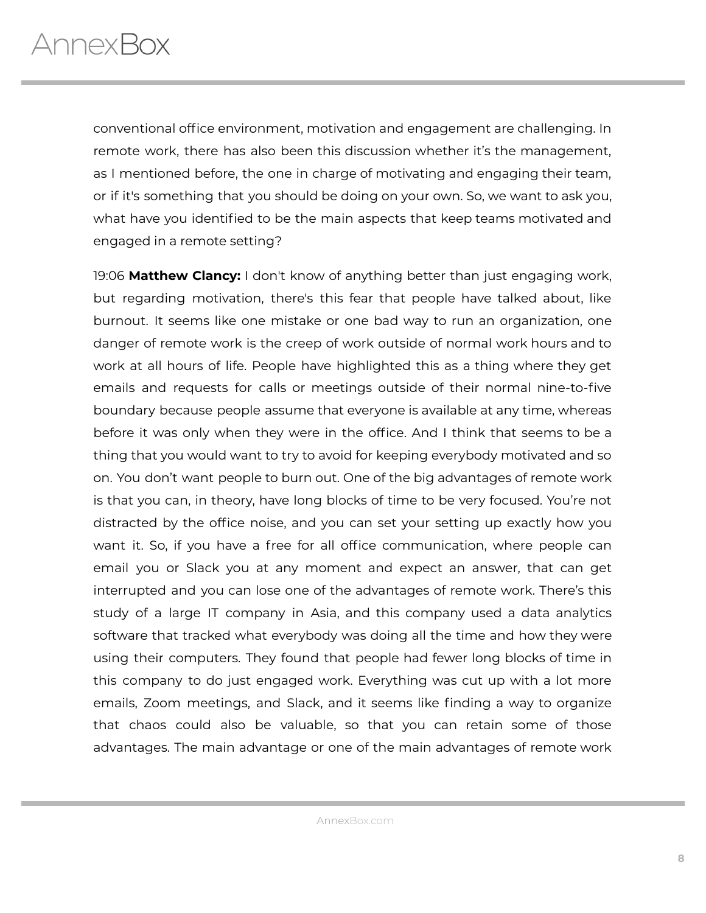conventional office environment, motivation and engagement are challenging. In remote work, there has also been this discussion whether it's the management, as I mentioned before, the one in charge of motivating and engaging their team, or if it's something that you should be doing on your own. So, we want to ask you, what have you identified to be the main aspects that keep teams motivated and engaged in a remote setting?

19:06 **Matthew Clancy:** I don't know of anything better than just engaging work, but regarding motivation, there's this fear that people have talked about, like burnout. It seems like one mistake or one bad way to run an organization, one danger of remote work is the creep of work outside of normal work hours and to work at all hours of life. People have highlighted this as a thing where they get emails and requests for calls or meetings outside of their normal nine-to-five boundary because people assume that everyone is available at any time, whereas before it was only when they were in the office. And I think that seems to be a thing that you would want to try to avoid for keeping everybody motivated and so on. You don't want people to burn out. One of the big advantages of remote work is that you can, in theory, have long blocks of time to be very focused. You're not distracted by the office noise, and you can set your setting up exactly how you want it. So, if you have a free for all office communication, where people can email you or Slack you at any moment and expect an answer, that can get interrupted and you can lose one of the advantages of remote work. There's this study of a large IT company in Asia, and this company used a data analytics software that tracked what everybody was doing all the time and how they were using their computers. They found that people had fewer long blocks of time in this company to do just engaged work. Everything was cut up with a lot more emails, Zoom meetings, and Slack, and it seems like finding a way to organize that chaos could also be valuable, so that you can retain some of those advantages. The main advantage or one of the main advantages of remote work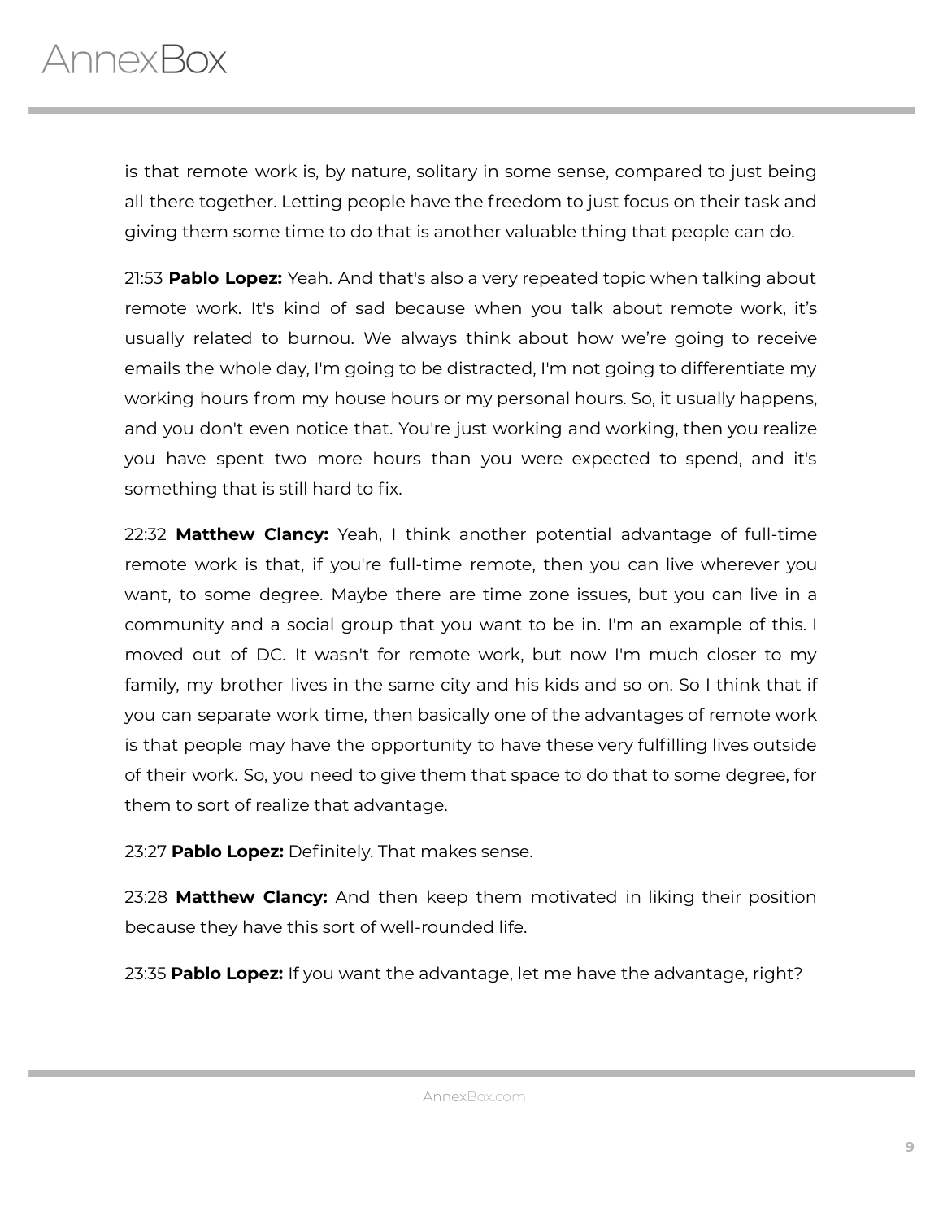is that remote work is, by nature, solitary in some sense, compared to just being all there together. Letting people have the freedom to just focus on their task and giving them some time to do that is another valuable thing that people can do.

21:53 **Pablo Lopez:** Yeah. And that's also a very repeated topic when talking about remote work. It's kind of sad because when you talk about remote work, it's usually related to burnou. We always think about how we're going to receive emails the whole day, I'm going to be distracted, I'm not going to differentiate my working hours from my house hours or my personal hours. So, it usually happens, and you don't even notice that. You're just working and working, then you realize you have spent two more hours than you were expected to spend, and it's something that is still hard to fix.

22:32 **Matthew Clancy:** Yeah, I think another potential advantage of full-time remote work is that, if you're full-time remote, then you can live wherever you want, to some degree. Maybe there are time zone issues, but you can live in a community and a social group that you want to be in. I'm an example of this. I moved out of DC. It wasn't for remote work, but now I'm much closer to my family, my brother lives in the same city and his kids and so on. So I think that if you can separate work time, then basically one of the advantages of remote work is that people may have the opportunity to have these very fulfilling lives outside of their work. So, you need to give them that space to do that to some degree, for them to sort of realize that advantage.

23:27 **Pablo Lopez:** Definitely. That makes sense.

23:28 **Matthew Clancy:** And then keep them motivated in liking their position because they have this sort of well-rounded life.

23:35 **Pablo Lopez:** If you want the advantage, let me have the advantage, right?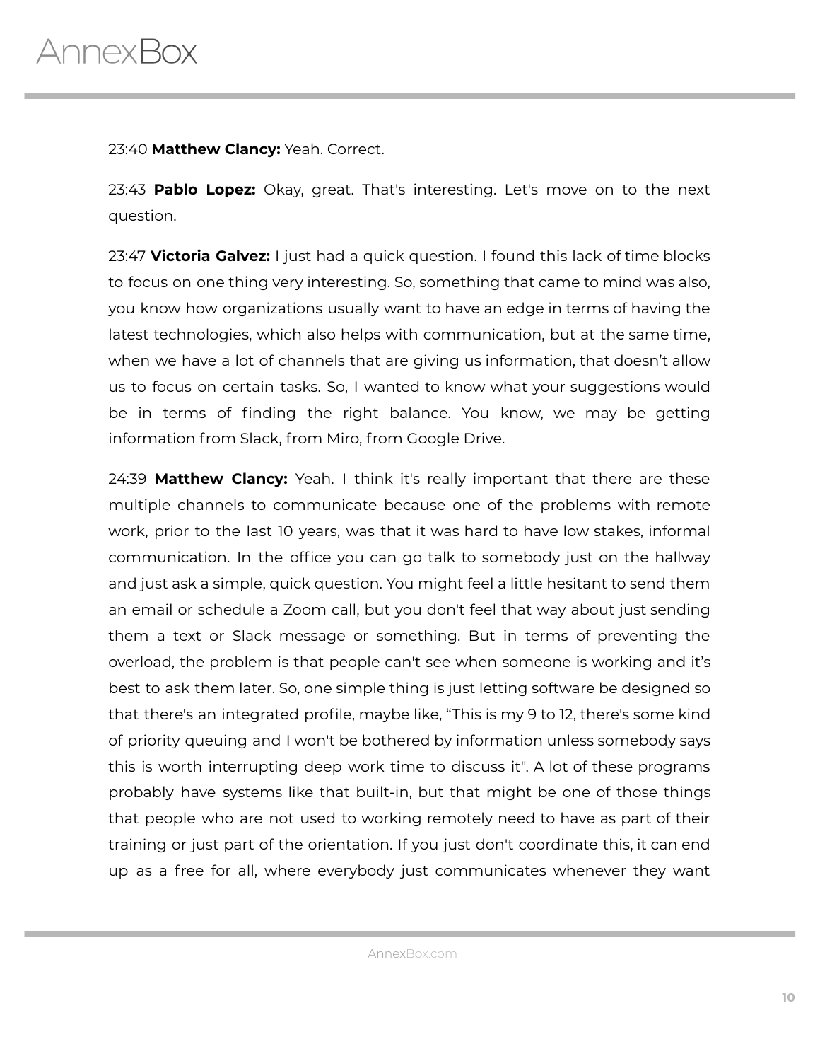23:40 **Matthew Clancy:** Yeah. Correct.

23:43 **Pablo Lopez:** Okay, great. That's interesting. Let's move on to the next question.

23:47 **Victoria Galvez:** I just had a quick question. I found this lack of time blocks to focus on one thing very interesting. So, something that came to mind was also, you know how organizations usually want to have an edge in terms of having the latest technologies, which also helps with communication, but at the same time, when we have a lot of channels that are giving us information, that doesn't allow us to focus on certain tasks. So, I wanted to know what your suggestions would be in terms of finding the right balance. You know, we may be getting information from Slack, from Miro, from Google Drive.

24:39 **Matthew Clancy:** Yeah. I think it's really important that there are these multiple channels to communicate because one of the problems with remote work, prior to the last 10 years, was that it was hard to have low stakes, informal communication. In the office you can go talk to somebody just on the hallway and just ask a simple, quick question. You might feel a little hesitant to send them an email or schedule a Zoom call, but you don't feel that way about just sending them a text or Slack message or something. But in terms of preventing the overload, the problem is that people can't see when someone is working and it's best to ask them later. So, one simple thing is just letting software be designed so that there's an integrated profile, maybe like, "This is my 9 to 12, there's some kind of priority queuing and I won't be bothered by information unless somebody says this is worth interrupting deep work time to discuss it". A lot of these programs probably have systems like that built-in, but that might be one of those things that people who are not used to working remotely need to have as part of their training or just part of the orientation. If you just don't coordinate this, it can end up as a free for all, where everybody just communicates whenever they want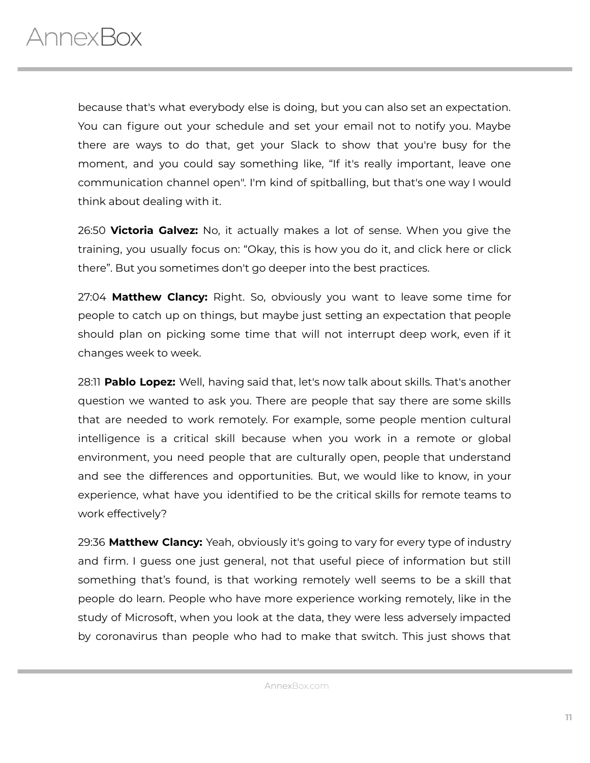because that's what everybody else is doing, but you can also set an expectation. You can figure out your schedule and set your email not to notify you. Maybe there are ways to do that, get your Slack to show that you're busy for the moment, and you could say something like, “If it's really important, leave one communication channel open". I'm kind of spitballing, but that's one way I would think about dealing with it.

26:50 **Victoria Galvez:** No, it actually makes a lot of sense. When you give the training, you usually focus on: “Okay, this is how you do it, and click here or click there”. But you sometimes don't go deeper into the best practices.

27:04 **Matthew Clancy:** Right. So, obviously you want to leave some time for people to catch up on things, but maybe just setting an expectation that people should plan on picking some time that will not interrupt deep work, even if it changes week to week.

28:11 **Pablo Lopez:** Well, having said that, let's now talk about skills. That's another question we wanted to ask you. There are people that say there are some skills that are needed to work remotely. For example, some people mention cultural intelligence is a critical skill because when you work in a remote or global environment, you need people that are culturally open, people that understand and see the differences and opportunities. But, we would like to know, in your experience, what have you identified to be the critical skills for remote teams to work effectively?

29:36 **Matthew Clancy:** Yeah, obviously it's going to vary for every type of industry and firm. I guess one just general, not that useful piece of information but still something that’s found, is that working remotely well seems to be a skill that people do learn. People who have more experience working remotely, like in the study of Microsoft, when you look at the data, they were less adversely impacted by coronavirus than people who had to make that switch. This just shows that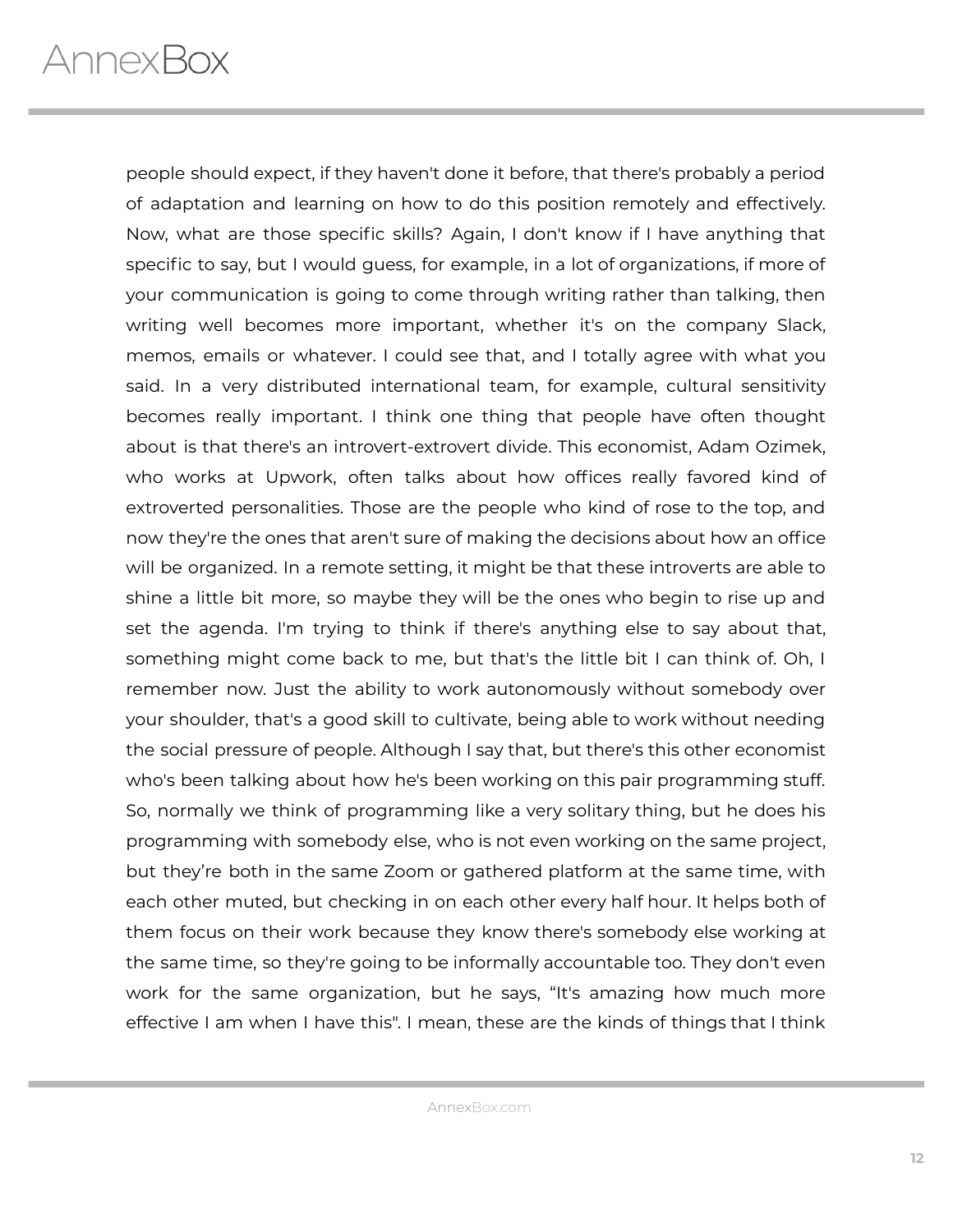people should expect, if they haven't done it before, that there's probably a period of adaptation and learning on how to do this position remotely and effectively. Now, what are those specific skills? Again, I don't know if I have anything that specific to say, but I would guess, for example, in a lot of organizations, if more of your communication is going to come through writing rather than talking, then writing well becomes more important, whether it's on the company Slack, memos, emails or whatever. I could see that, and I totally agree with what you said. In a very distributed international team, for example, cultural sensitivity becomes really important. I think one thing that people have often thought about is that there's an introvert-extrovert divide. This economist, Adam Ozimek, who works at Upwork, often talks about how offices really favored kind of extroverted personalities. Those are the people who kind of rose to the top, and now they're the ones that aren't sure of making the decisions about how an office will be organized. In a remote setting, it might be that these introverts are able to shine a little bit more, so maybe they will be the ones who begin to rise up and set the agenda. I'm trying to think if there's anything else to say about that, something might come back to me, but that's the little bit I can think of. Oh, I remember now. Just the ability to work autonomously without somebody over your shoulder, that's a good skill to cultivate, being able to work without needing the social pressure of people. Although I say that, but there's this other economist who's been talking about how he's been working on this pair programming stuff. So, normally we think of programming like a very solitary thing, but he does his programming with somebody else, who is not even working on the same project, but they're both in the same Zoom or gathered platform at the same time, with each other muted, but checking in on each other every half hour. It helps both of them focus on their work because they know there's somebody else working at the same time, so they're going to be informally accountable too. They don't even work for the same organization, but he says, "It's amazing how much more effective I am when I have this". I mean, these are the kinds of things that I think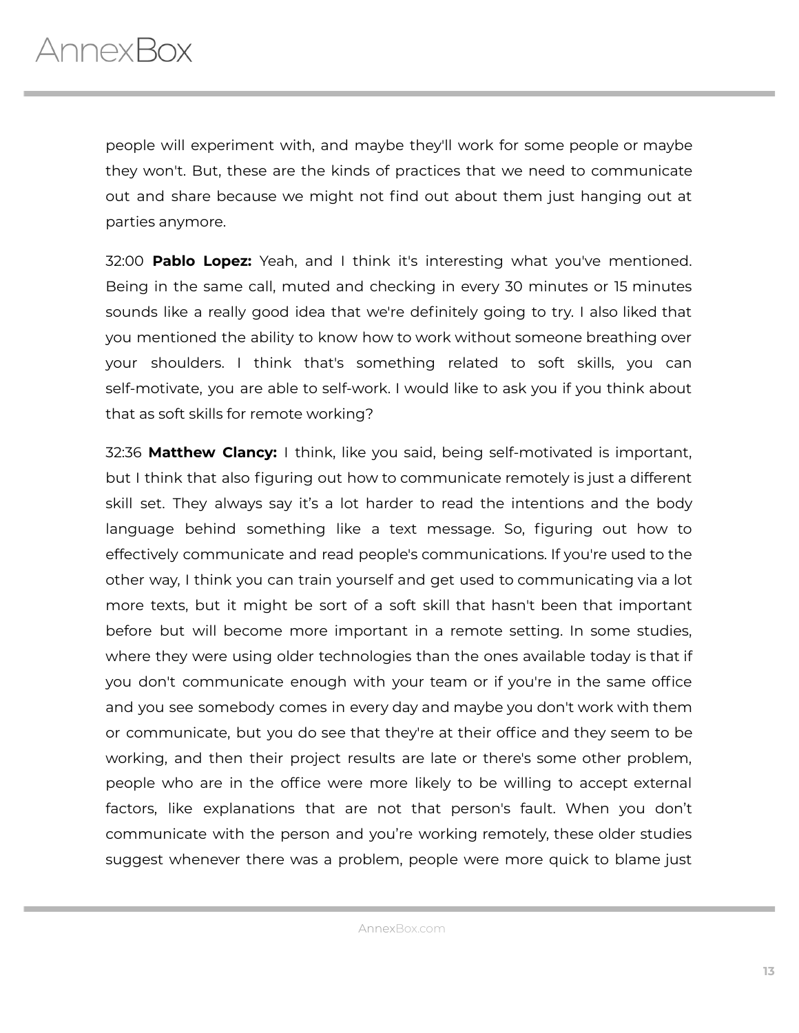people will experiment with, and maybe they'll work for some people or maybe they won't. But, these are the kinds of practices that we need to communicate out and share because we might not find out about them just hanging out at parties anymore.

32:00 **Pablo Lopez:** Yeah, and I think it's interesting what you've mentioned. Being in the same call, muted and checking in every 30 minutes or 15 minutes sounds like a really good idea that we're definitely going to try. I also liked that you mentioned the ability to know how to work without someone breathing over your shoulders. I think that's something related to soft skills, you can self-motivate, you are able to self-work. I would like to ask you if you think about that as soft skills for remote working?

32:36 **Matthew Clancy:** I think, like you said, being self-motivated is important, but I think that also figuring out how to communicate remotely is just a different skill set. They always say it's a lot harder to read the intentions and the body language behind something like a text message. So, figuring out how to effectively communicate and read people's communications. If you're used to the other way, I think you can train yourself and get used to communicating via a lot more texts, but it might be sort of a soft skill that hasn't been that important before but will become more important in a remote setting. In some studies, where they were using older technologies than the ones available today is that if you don't communicate enough with your team or if you're in the same office and you see somebody comes in every day and maybe you don't work with them or communicate, but you do see that they're at their office and they seem to be working, and then their project results are late or there's some other problem, people who are in the office were more likely to be willing to accept external factors, like explanations that are not that person's fault. When you don't communicate with the person and you're working remotely, these older studies suggest whenever there was a problem, people were more quick to blame just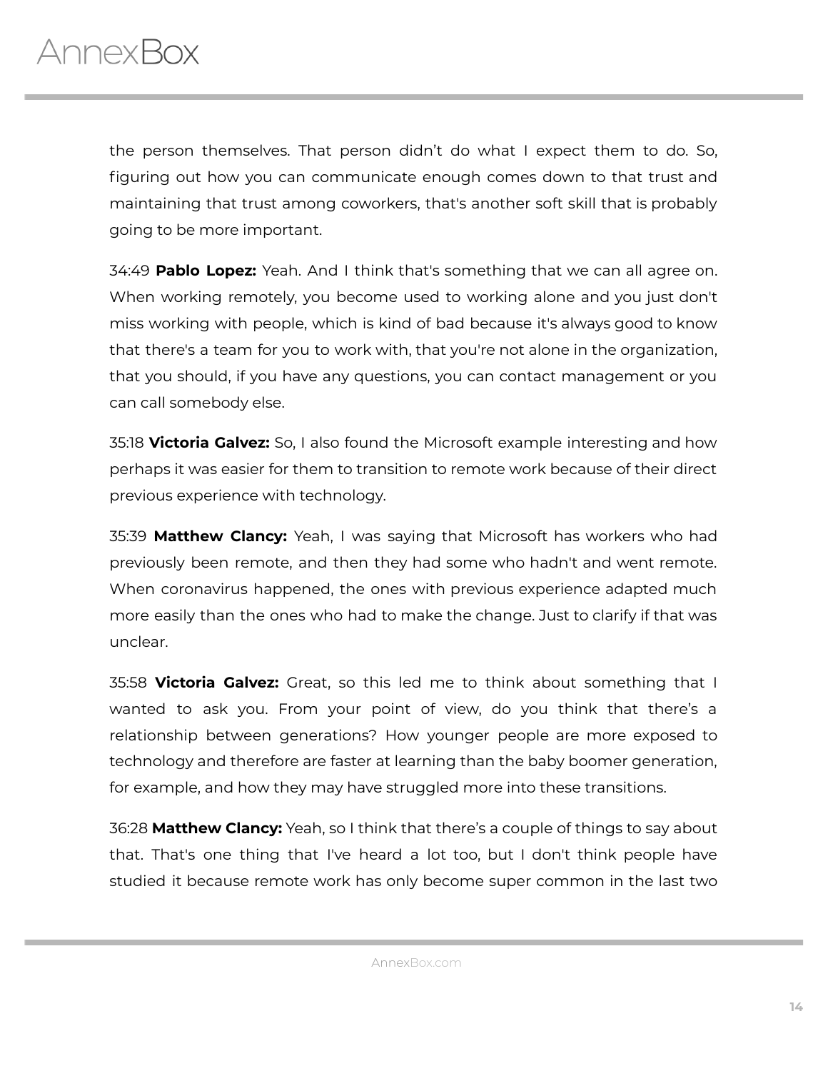the person themselves. That person didn't do what I expect them to do. So, figuring out how you can communicate enough comes down to that trust and maintaining that trust among coworkers, that's another soft skill that is probably going to be more important.

34:49 **Pablo Lopez:** Yeah. And I think that's something that we can all agree on. When working remotely, you become used to working alone and you just don't miss working with people, which is kind of bad because it's always good to know that there's a team for you to work with, that you're not alone in the organization, that you should, if you have any questions, you can contact management or you can call somebody else.

35:18 **Victoria Galvez:** So, I also found the Microsoft example interesting and how perhaps it was easier for them to transition to remote work because of their direct previous experience with technology.

35:39 **Matthew Clancy:** Yeah, I was saying that Microsoft has workers who had previously been remote, and then they had some who hadn't and went remote. When coronavirus happened, the ones with previous experience adapted much more easily than the ones who had to make the change. Just to clarify if that was unclear.

35:58 **Victoria Galvez:** Great, so this led me to think about something that I wanted to ask you. From your point of view, do you think that there's a relationship between generations? How younger people are more exposed to technology and therefore are faster at learning than the baby boomer generation, for example, and how they may have struggled more into these transitions.

36:28 **Matthew Clancy:** Yeah, so I think that there's a couple of things to say about that. That's one thing that I've heard a lot too, but I don't think people have studied it because remote work has only become super common in the last two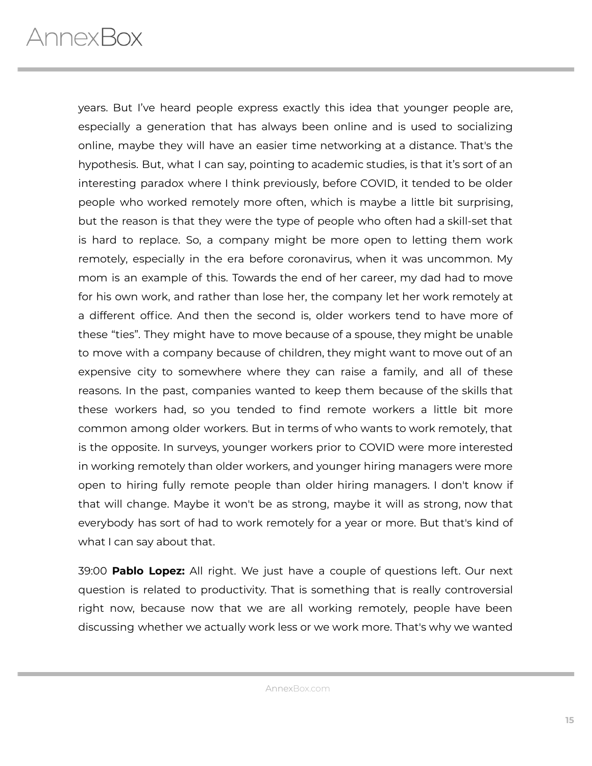years. But I’ve heard people express exactly this idea that younger people are, especially a generation that has always been online and is used to socializing online, maybe they will have an easier time networking at a distance. That's the hypothesis. But, what I can say, pointing to academic studies, is that it’s sort of an interesting paradox where I think previously, before COVID, it tended to be older people who worked remotely more often, which is maybe a little bit surprising, but the reason is that they were the type of people who often had a skill-set that is hard to replace. So, a company might be more open to letting them work remotely, especially in the era before coronavirus, when it was uncommon. My mom is an example of this. Towards the end of her career, my dad had to move for his own work, and rather than lose her, the company let her work remotely at a different office. And then the second is, older workers tend to have more of these “ties”. They might have to move because of a spouse, they might be unable to move with a company because of children, they might want to move out of an expensive city to somewhere where they can raise a family, and all of these reasons. In the past, companies wanted to keep them because of the skills that these workers had, so you tended to find remote workers a little bit more common among older workers. But in terms of who wants to work remotely, that is the opposite. In surveys, younger workers prior to COVID were more interested in working remotely than older workers, and younger hiring managers were more open to hiring fully remote people than older hiring managers. I don't know if that will change. Maybe it won't be as strong, maybe it will as strong, now that everybody has sort of had to work remotely for a year or more. But that's kind of what I can say about that.

39:00 **Pablo Lopez:** All right. We just have a couple of questions left. Our next question is related to productivity. That is something that is really controversial right now, because now that we are all working remotely, people have been discussing whether we actually work less or we work more. That's why we wanted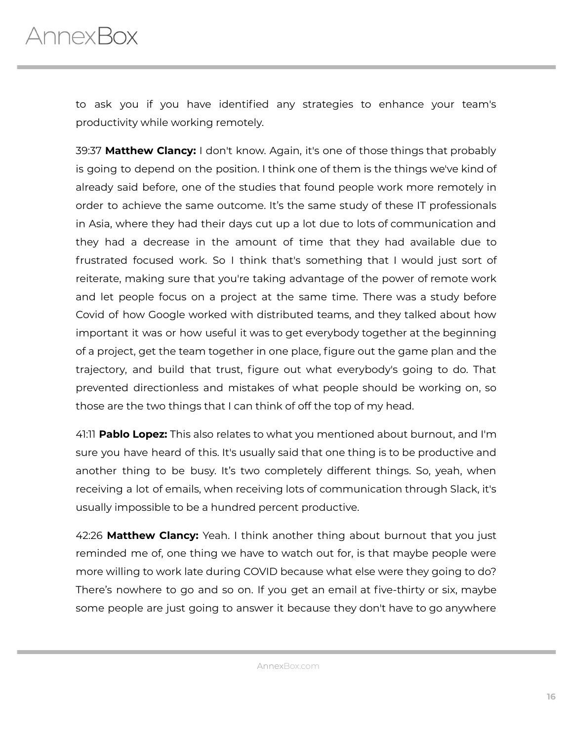to ask you if you have identified any strategies to enhance your team's productivity while working remotely.

39:37 **Matthew Clancy:** I don't know. Again, it's one of those things that probably is going to depend on the position. I think one of them is the things we've kind of already said before, one of the studies that found people work more remotely in order to achieve the same outcome. It's the same study of these IT professionals in Asia, where they had their days cut up a lot due to lots of communication and they had a decrease in the amount of time that they had available due to frustrated focused work. So I think that's something that I would just sort of reiterate, making sure that you're taking advantage of the power of remote work and let people focus on a project at the same time. There was a study before Covid of how Google worked with distributed teams, and they talked about how important it was or how useful it was to get everybody together at the beginning of a project, get the team together in one place, figure out the game plan and the trajectory, and build that trust, figure out what everybody's going to do. That prevented directionless and mistakes of what people should be working on, so those are the two things that I can think of off the top of my head.

41:11 **Pablo Lopez:** This also relates to what you mentioned about burnout, and I'm sure you have heard of this. It's usually said that one thing is to be productive and another thing to be busy. It's two completely different things. So, yeah, when receiving a lot of emails, when receiving lots of communication through Slack, it's usually impossible to be a hundred percent productive.

42:26 **Matthew Clancy:** Yeah. I think another thing about burnout that you just reminded me of, one thing we have to watch out for, is that maybe people were more willing to work late during COVID because what else were they going to do? There's nowhere to go and so on. If you get an email at five-thirty or six, maybe some people are just going to answer it because they don't have to go anywhere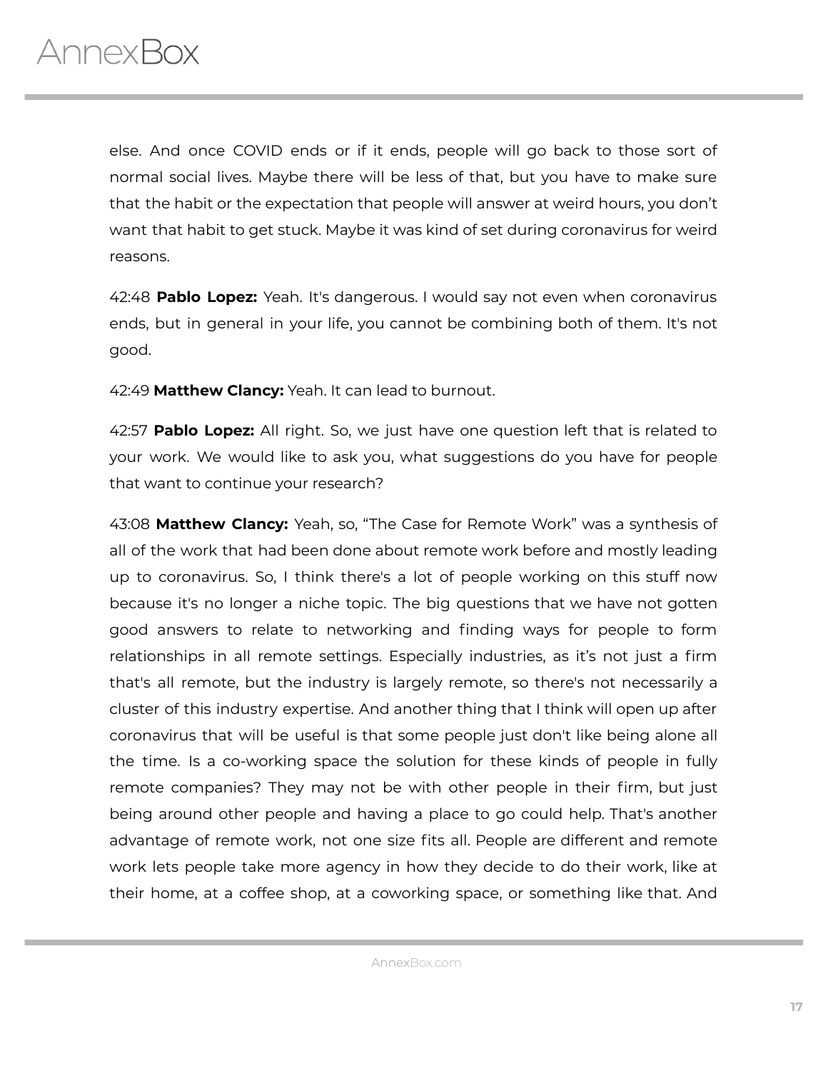else. And once COVID ends or if it ends, people will go back to those sort of normal social lives. Maybe there will be less of that, but you have to make sure that the habit or the expectation that people will answer at weird hours, you don't want that habit to get stuck. Maybe it was kind of set during coronavirus for weird reasons.

42:48 **Pablo Lopez:** Yeah. It's dangerous. I would say not even when coronavirus ends, but in general in your life, you cannot be combining both of them. It's not good.

42:49 **Matthew Clancy:** Yeah. It can lead to burnout.

42:57 **Pablo Lopez:** All right. So, we just have one question left that is related to your work. We would like to ask you, what suggestions do you have for people that want to continue your research?

43:08 **Matthew Clancy:** Yeah, so, "The Case for Remote Work" was a synthesis of all of the work that had been done about remote work before and mostly leading up to coronavirus. So, I think there's a lot of people working on this stuff now because it's no longer a niche topic. The big questions that we have not gotten good answers to relate to networking and finding ways for people to form relationships in all remote settings. Especially industries, as it's not just a firm that's all remote, but the industry is largely remote, so there's not necessarily a cluster of this industry expertise. And another thing that I think will open up after coronavirus that will be useful is that some people just don't like being alone all the time. Is a co-working space the solution for these kinds of people in fully remote companies? They may not be with other people in their firm, but just being around other people and having a place to go could help. That's another advantage of remote work, not one size fits all. People are different and remote work lets people take more agency in how they decide to do their work, like at their home, at a coffee shop, at a coworking space, or something like that. And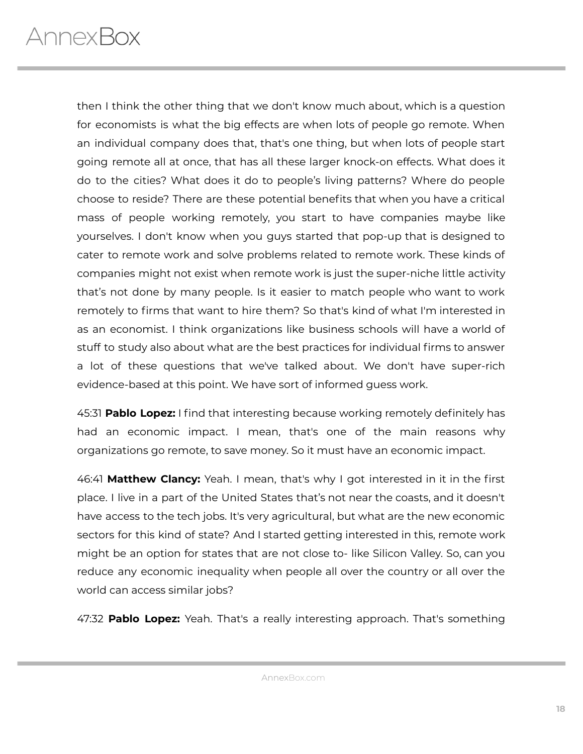then I think the other thing that we don't know much about, which is a question for economists is what the big effects are when lots of people go remote. When an individual company does that, that's one thing, but when lots of people start going remote all at once, that has all these larger knock-on effects. What does it do to the cities? What does it do to people's living patterns? Where do people choose to reside? There are these potential benefits that when you have a critical mass of people working remotely, you start to have companies maybe like yourselves. I don't know when you guys started that pop-up that is designed to cater to remote work and solve problems related to remote work. These kinds of companies might not exist when remote work is just the super-niche little activity that's not done by many people. Is it easier to match people who want to work remotely to firms that want to hire them? So that's kind of what I'm interested in as an economist. I think organizations like business schools will have a world of stuff to study also about what are the best practices for individual firms to answer a lot of these questions that we've talked about. We don't have super-rich evidence-based at this point. We have sort of informed guess work.

45:31 **Pablo Lopez:** I find that interesting because working remotely definitely has had an economic impact. I mean, that's one of the main reasons why organizations go remote, to save money. So it must have an economic impact.

46:41 **Matthew Clancy:** Yeah. I mean, that's why I got interested in it in the first place. I live in a part of the United States that's not near the coasts, and it doesn't have access to the tech jobs. It's very agricultural, but what are the new economic sectors for this kind of state? And I started getting interested in this, remote work might be an option for states that are not close to- like Silicon Valley. So, can you reduce any economic inequality when people all over the country or all over the world can access similar jobs?

47:32 **Pablo Lopez:** Yeah. That's a really interesting approach. That's something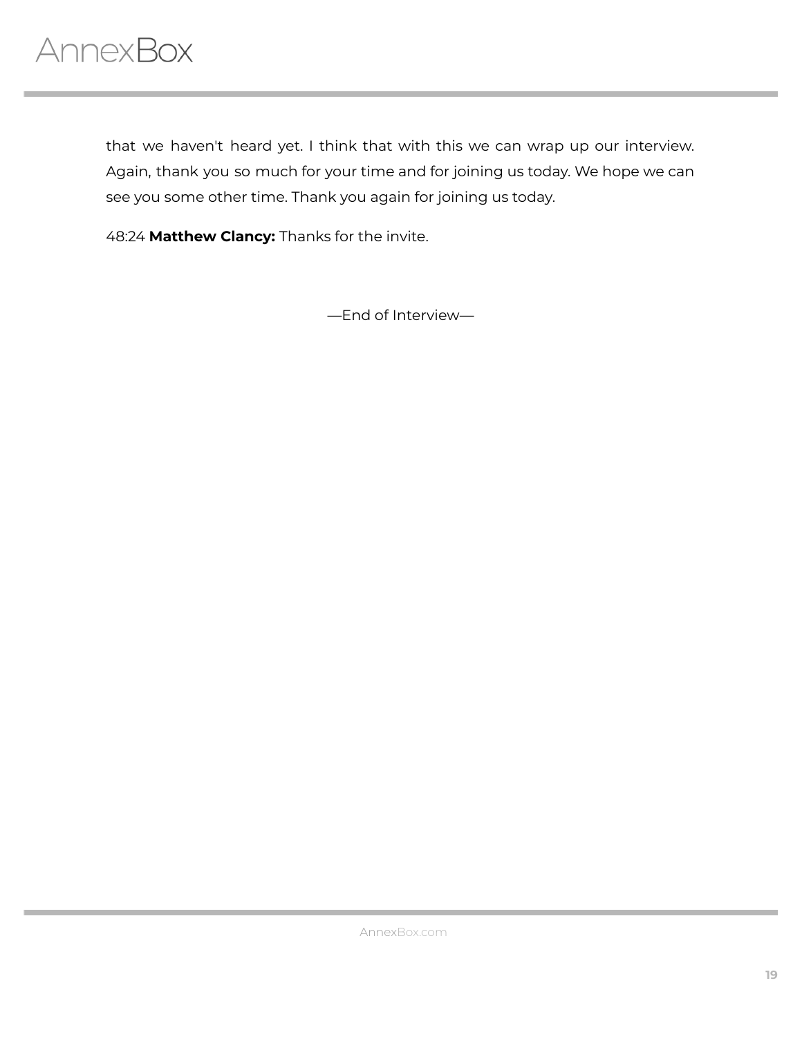that we haven't heard yet. I think that with this we can wrap up our interview. Again, thank you so much for your time and for joining us today. We hope we can see you some other time. Thank you again for joining us today.

48:24 **Matthew Clancy:** Thanks for the invite.

—End of Interview—